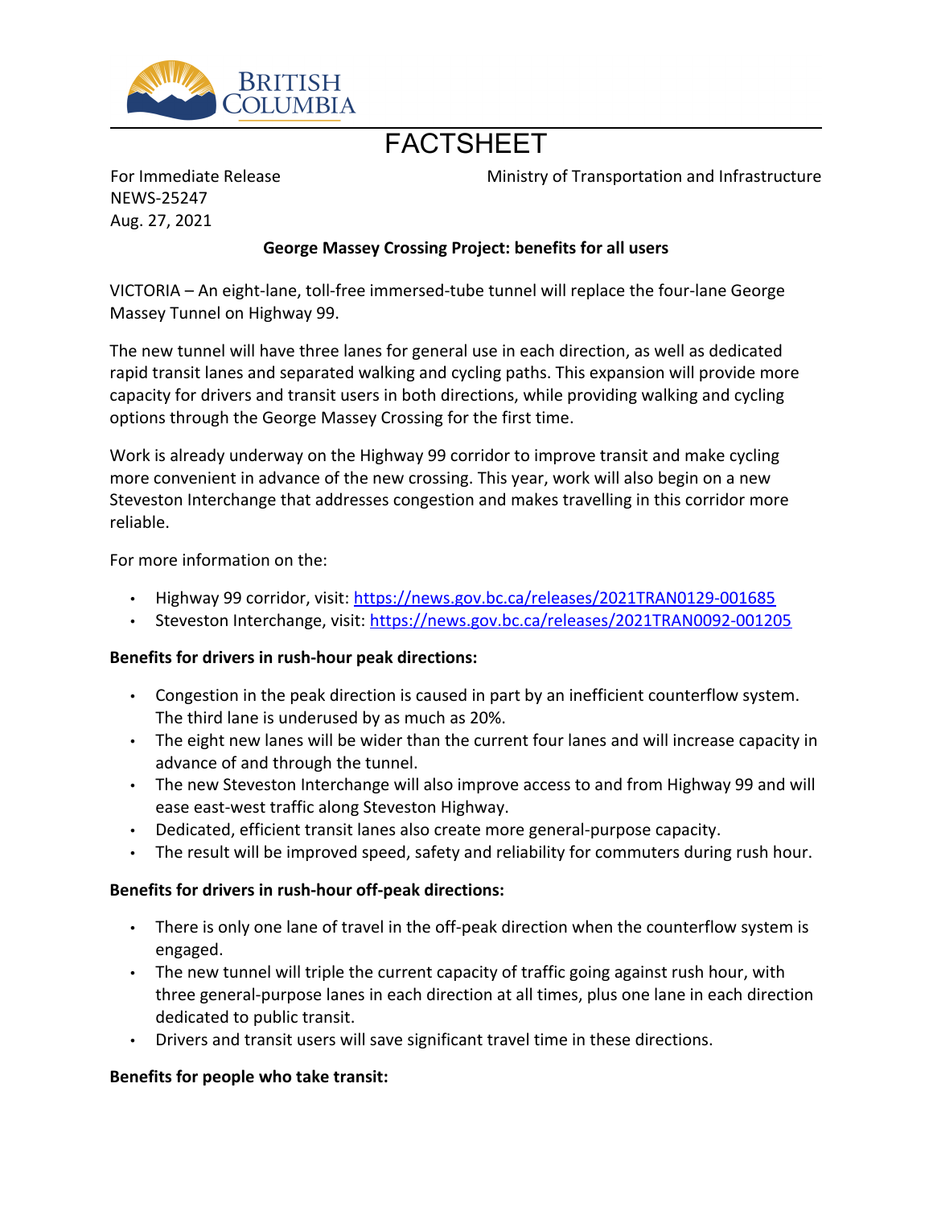# FACTSHEET

For Immediate Release
NEWS-25247
Aug. 27, 2021

Ministry of Transportation and Infrastructure

**George Massey Crossing Project: benefits for all users**

VICTORIA – An eight-lane, toll-free immersed-tube tunnel will replace the four-lane George Massey Tunnel on Highway 99.

The new tunnel will have three lanes for general use in each direction, as well as dedicated rapid transit lanes and separated walking and cycling paths. This expansion will provide more capacity for drivers and transit users in both directions, while providing walking and cycling options through the George Massey Crossing for the first time.

Work is already underway on the Highway 99 corridor to improve transit and make cycling more convenient in advance of the new crossing. This year, work will also begin on a new Steveston Interchange that addresses congestion and makes travelling in this corridor more reliable.

For more information on the:

- Highway 99 corridor, visit: https://news.gov.bc.ca/releases/2021TRAN0129-001685
- Steveston Interchange, visit: https://news.gov.bc.ca/releases/2021TRAN0092-001205

**Benefits for drivers in rush-hour peak directions:**

- Congestion in the peak direction is caused in part by an inefficient counterflow system. The third lane is underused by as much as 20%.
- The eight new lanes will be wider than the current four lanes and will increase capacity in advance of and through the tunnel.
- The new Steveston Interchange will also improve access to and from Highway 99 and will ease east-west traffic along Steveston Highway.
- Dedicated, efficient transit lanes also create more general-purpose capacity.
- The result will be improved speed, safety and reliability for commuters during rush hour.

**Benefits for drivers in rush-hour off-peak directions:**

- There is only one lane of travel in the off-peak direction when the counterflow system is engaged.
- The new tunnel will triple the current capacity of traffic going against rush hour, with three general-purpose lanes in each direction at all times, plus one lane in each direction dedicated to public transit.
- Drivers and transit users will save significant travel time in these directions.

**Benefits for people who take transit:**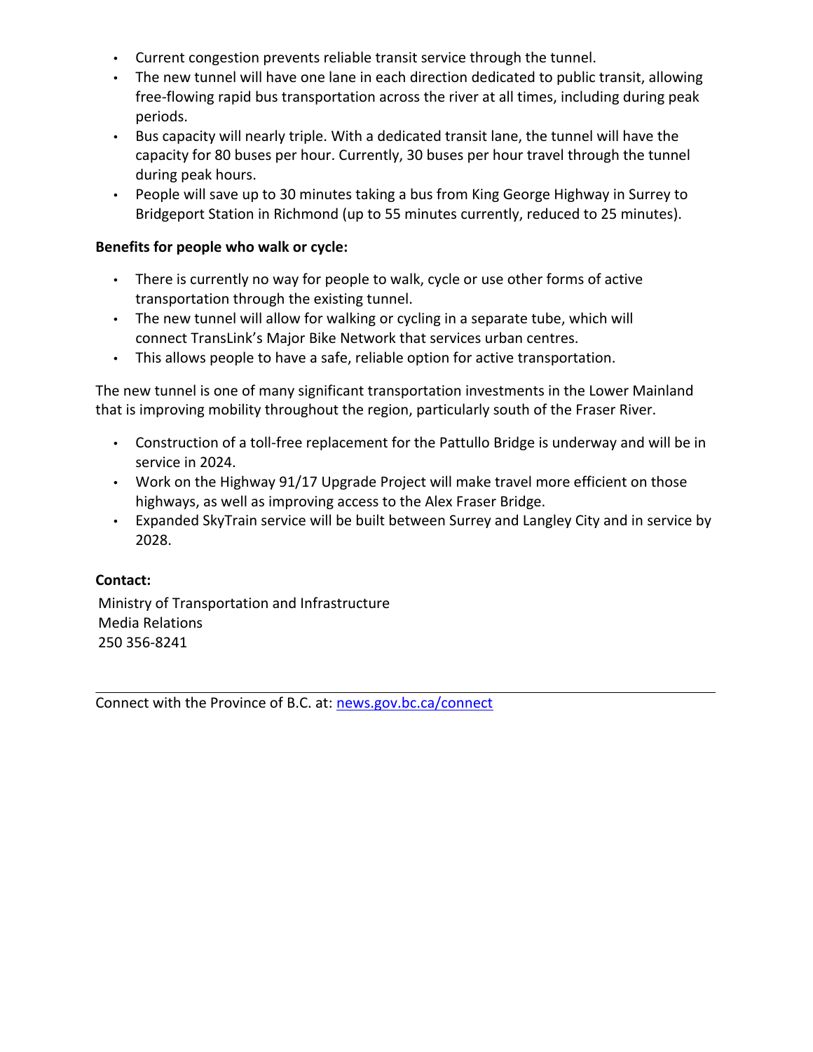- Current congestion prevents reliable transit service through the tunnel.
- The new tunnel will have one lane in each direction dedicated to public transit, allowing free-flowing rapid bus transportation across the river at all times, including during peak periods.
- Bus capacity will nearly triple. With a dedicated transit lane, the tunnel will have the capacity for 80 buses per hour. Currently, 30 buses per hour travel through the tunnel during peak hours.
- People will save up to 30 minutes taking a bus from King George Highway in Surrey to Bridgeport Station in Richmond (up to 55 minutes currently, reduced to 25 minutes).

**Benefits for people who walk or cycle:**

- There is currently no way for people to walk, cycle or use other forms of active transportation through the existing tunnel.
- The new tunnel will allow for walking or cycling in a separate tube, which will connect TransLink's Major Bike Network that services urban centres.
- This allows people to have a safe, reliable option for active transportation.

The new tunnel is one of many significant transportation investments in the Lower Mainland that is improving mobility throughout the region, particularly south of the Fraser River.

- Construction of a toll-free replacement for the Pattullo Bridge is underway and will be in service in 2024.
- Work on the Highway 91/17 Upgrade Project will make travel more efficient on those highways, as well as improving access to the Alex Fraser Bridge.
- Expanded SkyTrain service will be built between Surrey and Langley City and in service by 2028.

**Contact:**

Ministry of Transportation and Infrastructure
Media Relations
250 356-8241

---

Connect with the Province of B.C. at: [news.gov.bc.ca/connect](news.gov.bc.ca/connect)